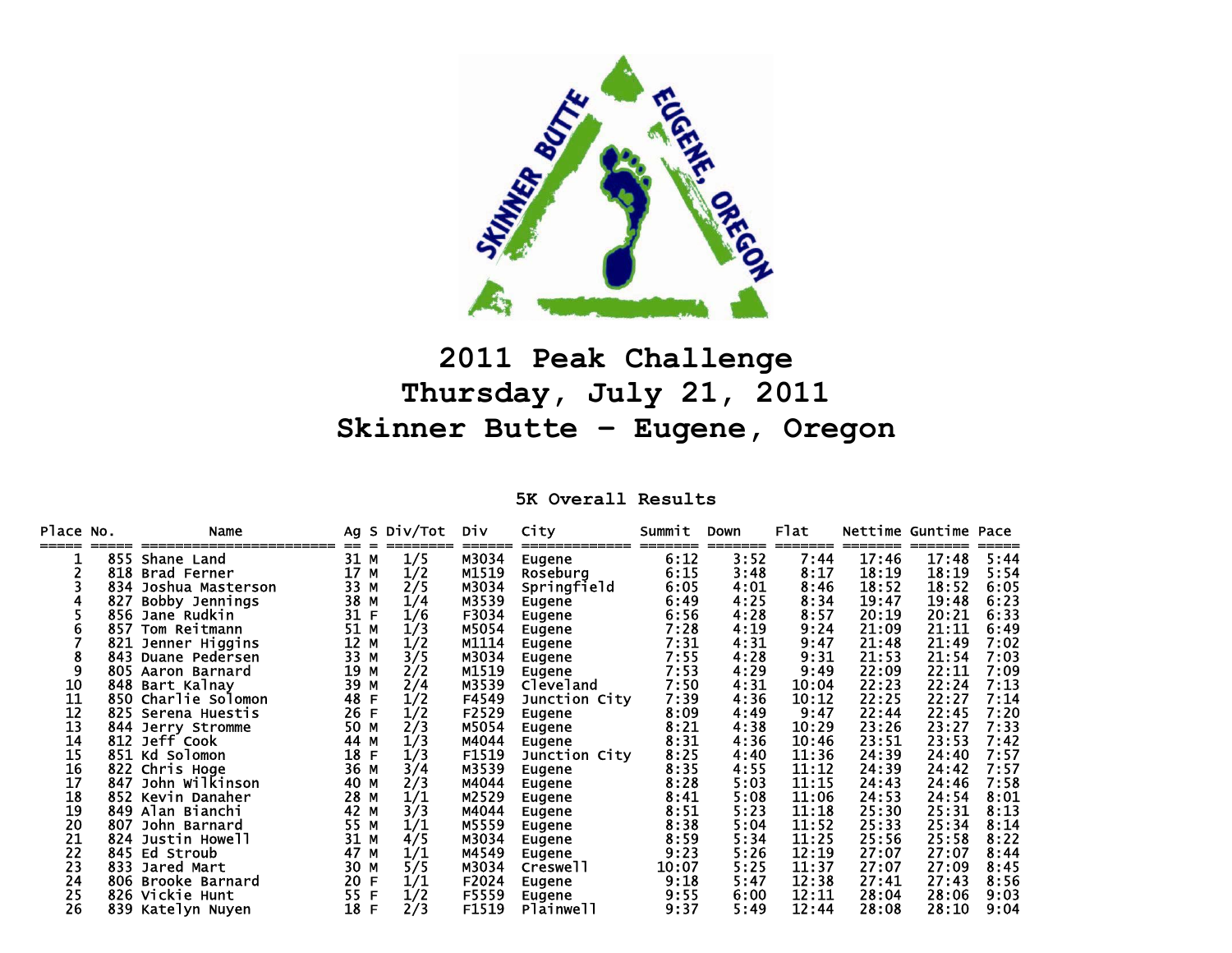# 2011 Peak Challenge
# Thursday, July 21, 2011
# Skinner Butte - Eugene, Oregon

## 5K Overall Results

| Place | No. | Name | Ag | S | Div/Tot | Div | City | Summit | Down | Flat | Nettime | Guntime | Pace |
|---|---|---|---|---|---|---|---|---|---|---|---|---|---|
| 1 | 855 | Shane Land | 31 | M | 1/5 | M3034 | Eugene | 6:12 | 3:52 | 7:44 | 17:46 | 17:48 | 5:44 |
| 2 | 818 | Brad Ferner | 17 | M | 1/2 | M1519 | Roseburg | 6:15 | 3:48 | 8:17 | 18:19 | 18:19 | 5:54 |
| 3 | 834 | Joshua Masterson | 33 | M | 2/5 | M3034 | Springfield | 6:05 | 4:01 | 8:46 | 18:52 | 18:52 | 6:05 |
| 4 | 827 | Bobby Jennings | 38 | M | 1/4 | M3539 | Eugene | 6:49 | 4:25 | 8:34 | 19:47 | 19:48 | 6:23 |
| 5 | 856 | Jane Rudkin | 31 | F | 1/6 | F3034 | Eugene | 6:56 | 4:28 | 8:57 | 20:19 | 20:21 | 6:33 |
| 6 | 857 | Tom Reitmann | 51 | M | 1/3 | M5054 | Eugene | 7:28 | 4:19 | 9:24 | 21:09 | 21:11 | 6:49 |
| 7 | 821 | Jenner Higgins | 12 | M | 1/2 | M1114 | Eugene | 7:31 | 4:31 | 9:47 | 21:48 | 21:49 | 7:02 |
| 8 | 843 | Duane Pedersen | 33 | M | 3/5 | M3034 | Eugene | 7:55 | 4:28 | 9:31 | 21:53 | 21:54 | 7:03 |
| 9 | 805 | Aaron Barnard | 19 | M | 2/2 | M1519 | Eugene | 7:53 | 4:29 | 9:49 | 22:09 | 22:11 | 7:09 |
| 10 | 848 | Bart Kalnay | 39 | M | 2/4 | M3539 | Cleveland | 7:50 | 4:31 | 10:04 | 22:23 | 22:24 | 7:13 |
| 11 | 850 | Charlie Solomon | 48 | F | 1/2 | F4549 | Junction City | 7:39 | 4:36 | 10:12 | 22:25 | 22:27 | 7:14 |
| 12 | 825 | Serena Huestis | 26 | F | 1/2 | F2529 | Eugene | 8:09 | 4:49 | 9:47 | 22:44 | 22:45 | 7:20 |
| 13 | 844 | Jerry Stromme | 50 | M | 2/3 | M5054 | Eugene | 8:21 | 4:38 | 10:29 | 23:26 | 23:27 | 7:33 |
| 14 | 812 | Jeff Cook | 44 | M | 1/3 | M4044 | Eugene | 8:31 | 4:36 | 10:46 | 23:51 | 23:53 | 7:42 |
| 15 | 851 | Kd Solomon | 18 | F | 1/3 | F1519 | Junction City | 8:25 | 4:40 | 11:36 | 24:39 | 24:40 | 7:57 |
| 16 | 822 | Chris Hoge | 36 | M | 3/4 | M3539 | Eugene | 8:35 | 4:55 | 11:12 | 24:39 | 24:42 | 7:57 |
| 17 | 847 | John Wilkinson | 40 | M | 2/3 | M4044 | Eugene | 8:28 | 5:03 | 11:15 | 24:43 | 24:46 | 7:58 |
| 18 | 852 | Kevin Danaher | 28 | M | 1/1 | M2529 | Eugene | 8:41 | 5:08 | 11:06 | 24:53 | 24:54 | 8:01 |
| 19 | 849 | Alan Bianchi | 42 | M | 3/3 | M4044 | Eugene | 8:51 | 5:23 | 11:18 | 25:30 | 25:31 | 8:13 |
| 20 | 807 | John Barnard | 55 | M | 1/1 | M5559 | Eugene | 8:38 | 5:04 | 11:52 | 25:33 | 25:34 | 8:14 |
| 21 | 824 | Justin Howell | 31 | M | 4/5 | M3034 | Eugene | 8:59 | 5:34 | 11:25 | 25:56 | 25:58 | 8:22 |
| 22 | 845 | Ed Stroub | 47 | M | 1/1 | M4549 | Eugene | 9:23 | 5:26 | 12:19 | 27:07 | 27:07 | 8:44 |
| 23 | 833 | Jared Mart | 30 | M | 5/5 | M3034 | Creswell | 10:07 | 5:25 | 11:37 | 27:07 | 27:09 | 8:45 |
| 24 | 806 | Brooke Barnard | 20 | F | 1/1 | F2024 | Eugene | 9:18 | 5:47 | 12:38 | 27:41 | 27:43 | 8:56 |
| 25 | 826 | Vickie Hunt | 55 | F | 1/2 | F5559 | Eugene | 9:55 | 6:00 | 12:11 | 28:04 | 28:06 | 9:03 |
| 26 | 839 | Katelyn Nuyen | 18 | F | 2/3 | F1519 | Plainwell | 9:37 | 5:49 | 12:44 | 28:08 | 28:10 | 9:04 |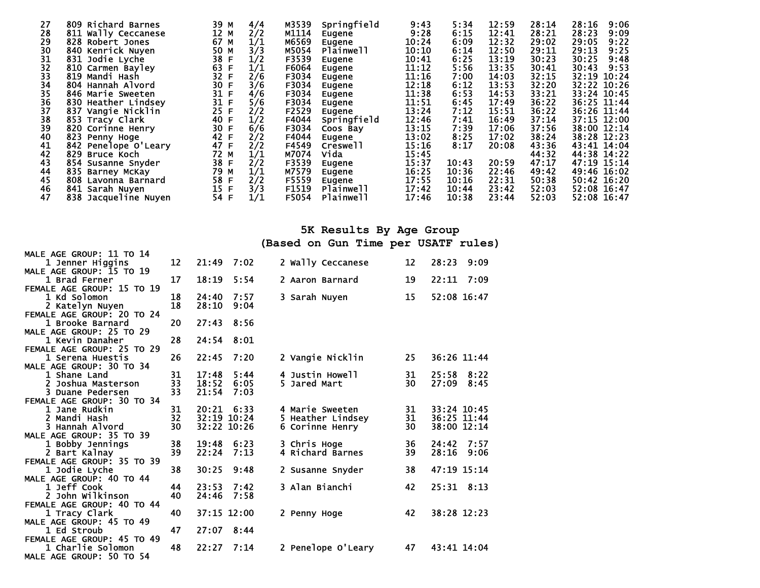| Place | Bib | Name | Age | Sex | Div | Group | City | Split 1 | Split 2 | Split 3 | Chip Time | Gun Time | Pace |
|---|---|---|---|---|---|---|---|---|---|---|---|---|---|
| 27 | 809 | Richard Barnes | 39 | M | 4/4 | M3539 | Springfield | 9:43 | 5:34 | 12:59 | 28:14 | 28:16 | 9:06 |
| 28 | 811 | Wally Ceccanese | 12 | M | 2/2 | M1114 | Eugene | 9:28 | 6:15 | 12:41 | 28:21 | 28:23 | 9:09 |
| 29 | 828 | Robert Jones | 67 | M | 1/1 | M6569 | Eugene | 10:24 | 6:09 | 12:32 | 29:02 | 29:05 | 9:22 |
| 30 | 840 | Kenrick Nuyen | 50 | M | 3/3 | M5054 | Plainwell | 10:10 | 6:14 | 12:50 | 29:11 | 29:13 | 9:25 |
| 31 | 831 | Jodie Lyche | 38 | F | 1/2 | F3539 | Eugene | 10:41 | 6:25 | 13:19 | 30:23 | 30:25 | 9:48 |
| 32 | 810 | Carmen Bayley | 63 | F | 1/1 | F6064 | Eugene | 11:12 | 5:56 | 13:35 | 30:41 | 30:43 | 9:53 |
| 33 | 819 | Mandi Hash | 32 | F | 2/6 | F3034 | Eugene | 11:16 | 7:00 | 14:03 | 32:15 | 32:19 | 10:24 |
| 34 | 804 | Hannah Alvord | 30 | F | 3/6 | F3034 | Eugene | 12:18 | 6:12 | 13:53 | 32:20 | 32:22 | 10:26 |
| 35 | 846 | Marie Sweeten | 31 | F | 4/6 | F3034 | Eugene | 11:38 | 6:53 | 14:53 | 33:21 | 33:24 | 10:45 |
| 36 | 830 | Heather Lindsey | 31 | F | 5/6 | F3034 | Eugene | 11:51 | 6:45 | 17:49 | 36:22 | 36:25 | 11:44 |
| 37 | 837 | Vangie Nicklin | 25 | F | 2/2 | F2529 | Eugene | 13:24 | 7:12 | 15:51 | 36:22 | 36:26 | 11:44 |
| 38 | 853 | Tracy Clark | 40 | F | 1/2 | F4044 | Springfield | 12:46 | 7:41 | 16:49 | 37:14 | 37:15 | 12:00 |
| 39 | 820 | Corinne Henry | 30 | F | 6/6 | F3034 | Coos Bay | 13:15 | 7:39 | 17:06 | 37:56 | 38:00 | 12:14 |
| 40 | 823 | Penny Hoge | 42 | F | 2/2 | F4044 | Eugene | 13:02 | 8:25 | 17:02 | 38:24 | 38:28 | 12:23 |
| 41 | 842 | Penelope O'Leary | 47 | F | 2/2 | F4549 | Creswell | 15:16 | 8:17 | 20:08 | 43:36 | 43:41 | 14:04 |
| 42 | 829 | Bruce Koch | 72 | M | 1/1 | M7074 | Vida | 15:45 | | | 44:32 | 44:38 | 14:22 |
| 43 | 854 | Susanne Snyder | 38 | F | 2/2 | F3539 | Eugene | 15:37 | 10:43 | 20:59 | 47:17 | 47:19 | 15:14 |
| 44 | 835 | Barney McKay | 79 | M | 1/1 | M7579 | Eugene | 16:25 | 10:36 | 22:46 | 49:42 | 49:46 | 16:02 |
| 45 | 808 | Lavonna Barnard | 58 | F | 2/2 | F5559 | Eugene | 17:55 | 10:16 | 22:31 | 50:38 | 50:42 | 16:20 |
| 46 | 841 | Sarah Nuyen | 15 | F | 3/3 | F1519 | Plainwell | 17:42 | 10:44 | 23:42 | 52:03 | 52:08 | 16:47 |
| 47 | 838 | Jacqueline Nuyen | 54 | F | 1/1 | F5054 | Plainwell | 17:46 | 10:38 | 23:44 | 52:03 | 52:08 | 16:47 |

## 5K Results By Age Group
## (Based on Gun Time per USATF rules)

**MALE AGE GROUP: 11 TO 14**

| Place | Name | Age | Time | Pace |
|---|---|---|---|---|
| 1 | Jenner Higgins | 12 | 21:49 | 7:02 |
| 2 | Wally Ceccanese | 12 | 28:23 | 9:09 |

**MALE AGE GROUP: 15 TO 19**

| Place | Name | Age | Time | Pace |
|---|---|---|---|---|
| 1 | Brad Ferner | 17 | 18:19 | 5:54 |
| 2 | Aaron Barnard | 19 | 22:11 | 7:09 |

**FEMALE AGE GROUP: 15 TO 19**

| Place | Name | Age | Time | Pace |
|---|---|---|---|---|
| 1 | Kd Solomon | 18 | 24:40 | 7:57 |
| 2 | Katelyn Nuyen | 18 | 28:10 | 9:04 |
| 3 | Sarah Nuyen | 15 | 52:08 | 16:47 |

**FEMALE AGE GROUP: 20 TO 24**

| Place | Name | Age | Time | Pace |
|---|---|---|---|---|
| 1 | Brooke Barnard | 20 | 27:43 | 8:56 |

**MALE AGE GROUP: 25 TO 29**

| Place | Name | Age | Time | Pace |
|---|---|---|---|---|
| 1 | Kevin Danaher | 28 | 24:54 | 8:01 |

**FEMALE AGE GROUP: 25 TO 29**

| Place | Name | Age | Time | Pace |
|---|---|---|---|---|
| 1 | Serena Huestis | 26 | 22:45 | 7:20 |
| 2 | Vangie Nicklin | 25 | 36:26 | 11:44 |

**MALE AGE GROUP: 30 TO 34**

| Place | Name | Age | Time | Pace |
|---|---|---|---|---|
| 1 | Shane Land | 31 | 17:48 | 5:44 |
| 2 | Joshua Masterson | 33 | 18:52 | 6:05 |
| 3 | Duane Pedersen | 33 | 21:54 | 7:03 |
| 4 | Justin Howell | 31 | 25:58 | 8:22 |
| 5 | Jared Mart | 30 | 27:09 | 8:45 |

**FEMALE AGE GROUP: 30 TO 34**

| Place | Name | Age | Time | Pace |
|---|---|---|---|---|
| 1 | Jane Rudkin | 31 | 20:21 | 6:33 |
| 2 | Mandi Hash | 32 | 32:19 | 10:24 |
| 3 | Hannah Alvord | 30 | 32:22 | 10:26 |
| 4 | Marie Sweeten | 31 | 33:24 | 10:45 |
| 5 | Heather Lindsey | 31 | 36:25 | 11:44 |
| 6 | Corinne Henry | 30 | 38:00 | 12:14 |

**MALE AGE GROUP: 35 TO 39**

| Place | Name | Age | Time | Pace |
|---|---|---|---|---|
| 1 | Bobby Jennings | 38 | 19:48 | 6:23 |
| 2 | Bart Kalnay | 39 | 22:24 | 7:13 |
| 3 | Chris Hoge | 36 | 24:42 | 7:57 |
| 4 | Richard Barnes | 39 | 28:16 | 9:06 |

**FEMALE AGE GROUP: 35 TO 39**

| Place | Name | Age | Time | Pace |
|---|---|---|---|---|
| 1 | Jodie Lyche | 38 | 30:25 | 9:48 |
| 2 | Susanne Snyder | 38 | 47:19 | 15:14 |

**MALE AGE GROUP: 40 TO 44**

| Place | Name | Age | Time | Pace |
|---|---|---|---|---|
| 1 | Jeff Cook | 44 | 23:53 | 7:42 |
| 2 | John Wilkinson | 40 | 24:46 | 7:58 |
| 3 | Alan Bianchi | 42 | 25:31 | 8:13 |

**FEMALE AGE GROUP: 40 TO 44**

| Place | Name | Age | Time | Pace |
|---|---|---|---|---|
| 1 | Tracy Clark | 40 | 37:15 | 12:00 |
| 2 | Penny Hoge | 42 | 38:28 | 12:23 |

**MALE AGE GROUP: 45 TO 49**

| Place | Name | Age | Time | Pace |
|---|---|---|---|---|
| 1 | Ed Stroub | 47 | 27:07 | 8:44 |

**FEMALE AGE GROUP: 45 TO 49**

| Place | Name | Age | Time | Pace |
|---|---|---|---|---|
| 1 | Charlie Solomon | 48 | 22:27 | 7:14 |
| 2 | Penelope O'Leary | 47 | 43:41 | 14:04 |

**MALE AGE GROUP: 50 TO 54**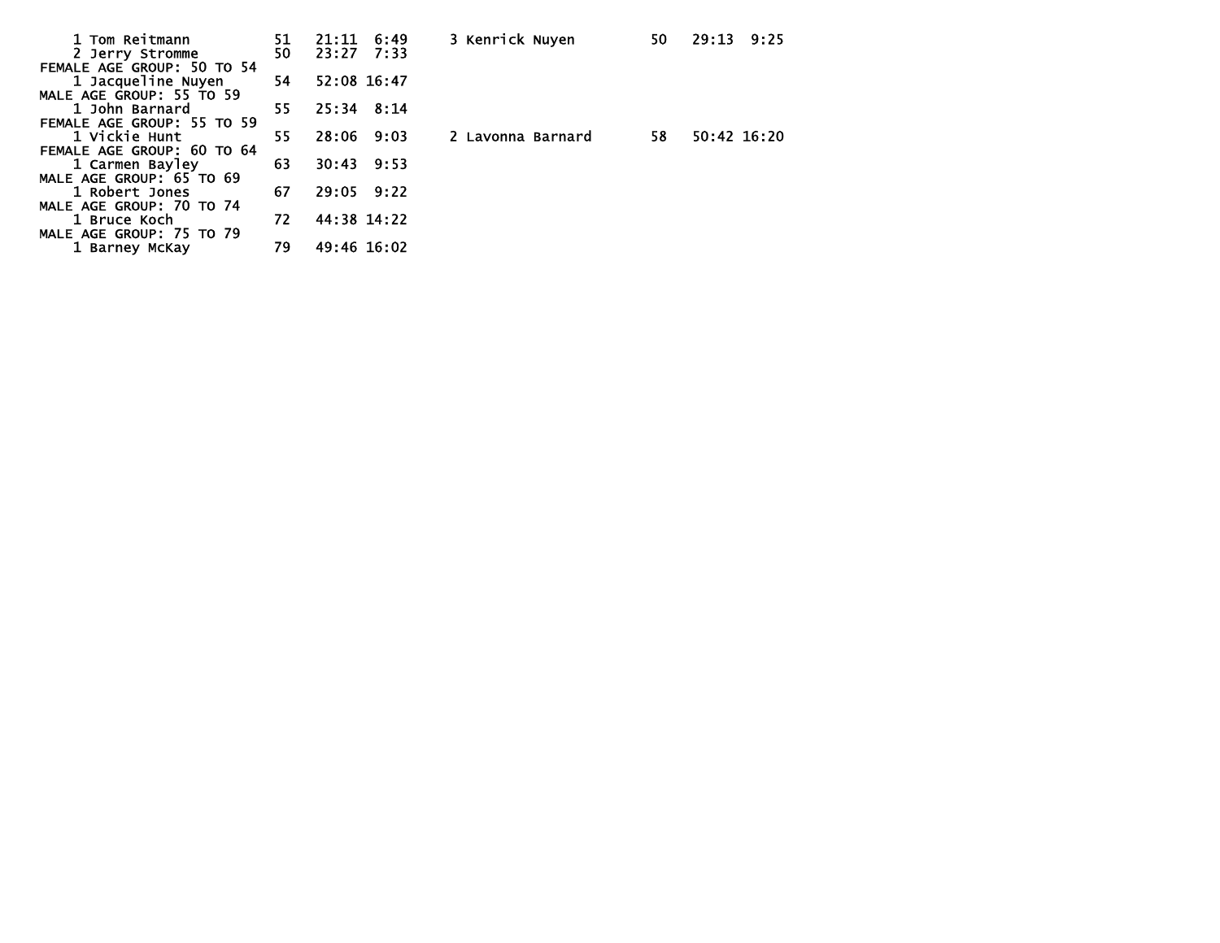```
    1 Tom Reitmann          51   21:11  6:49     3 Kenrick Nuyen         50   29:13  9:25
    2 Jerry Stromme         50   23:27  7:33
FEMALE AGE GROUP: 50 TO 54
    1 Jacqueline Nuyen      54   52:08 16:47
MALE AGE GROUP: 55 TO 59
    1 John Barnard          55   25:34  8:14
FEMALE AGE GROUP: 55 TO 59
    1 Vickie Hunt           55   28:06  9:03     2 Lavonna Barnard       58   50:42 16:20
FEMALE AGE GROUP: 60 TO 64
    1 Carmen Bayley         63   30:43  9:53
MALE AGE GROUP: 65 TO 69
    1 Robert Jones          67   29:05  9:22
MALE AGE GROUP: 70 TO 74
    1 Bruce Koch            72   44:38 14:22
MALE AGE GROUP: 75 TO 79
    1 Barney McKay          79   49:46 16:02
```